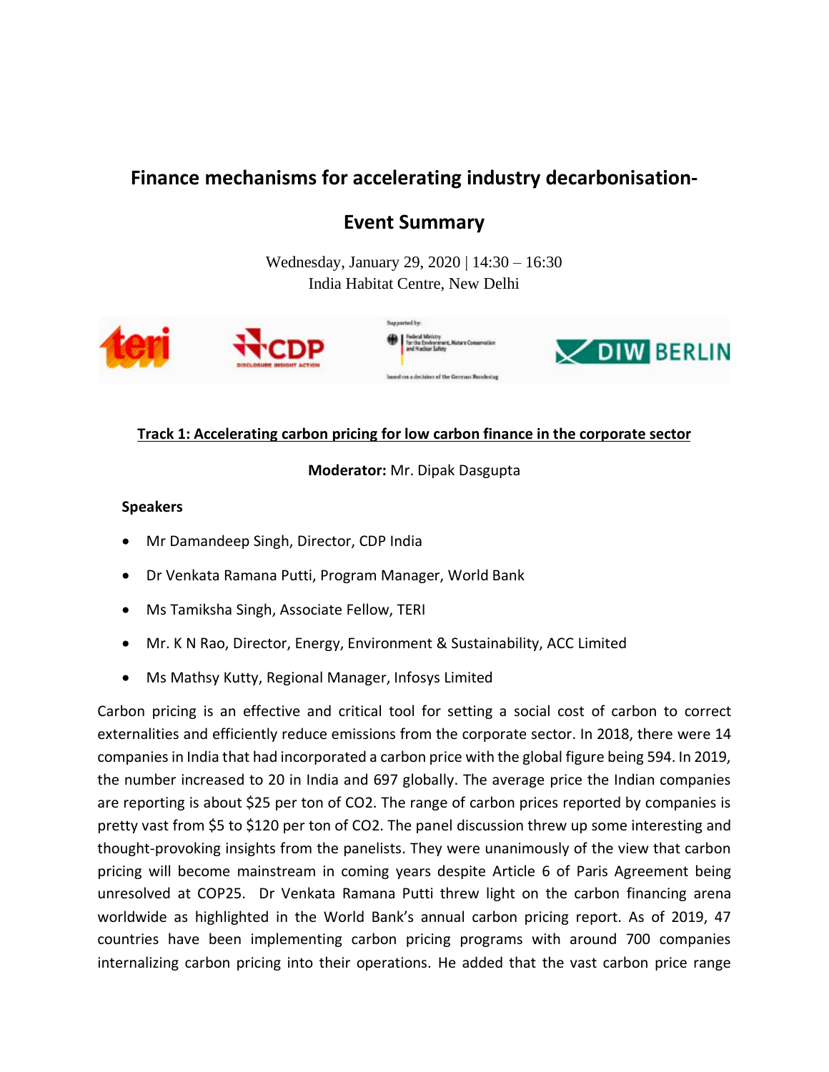# Finance mechanisms for accelerating industry decarbonisation-

# Event Summary

Wednesday, January 29, 2020 | 14:30 – 16:30
India Habitat Centre, New Delhi

## Track 1: Accelerating carbon pricing for low carbon finance in the corporate sector

**Moderator:** Mr. Dipak Dasgupta

**Speakers**

- Mr Damandeep Singh, Director, CDP India
- Dr Venkata Ramana Putti, Program Manager, World Bank
- Ms Tamiksha Singh, Associate Fellow, TERI
- Mr. K N Rao, Director, Energy, Environment & Sustainability, ACC Limited
- Ms Mathsy Kutty, Regional Manager, Infosys Limited

Carbon pricing is an effective and critical tool for setting a social cost of carbon to correct externalities and efficiently reduce emissions from the corporate sector. In 2018, there were 14 companies in India that had incorporated a carbon price with the global figure being 594. In 2019, the number increased to 20 in India and 697 globally. The average price the Indian companies are reporting is about \$25 per ton of CO2. The range of carbon prices reported by companies is pretty vast from \$5 to \$120 per ton of CO2. The panel discussion threw up some interesting and thought-provoking insights from the panelists. They were unanimously of the view that carbon pricing will become mainstream in coming years despite Article 6 of Paris Agreement being unresolved at COP25. Dr Venkata Ramana Putti threw light on the carbon financing arena worldwide as highlighted in the World Bank's annual carbon pricing report. As of 2019, 47 countries have been implementing carbon pricing programs with around 700 companies internalizing carbon pricing into their operations. He added that the vast carbon price range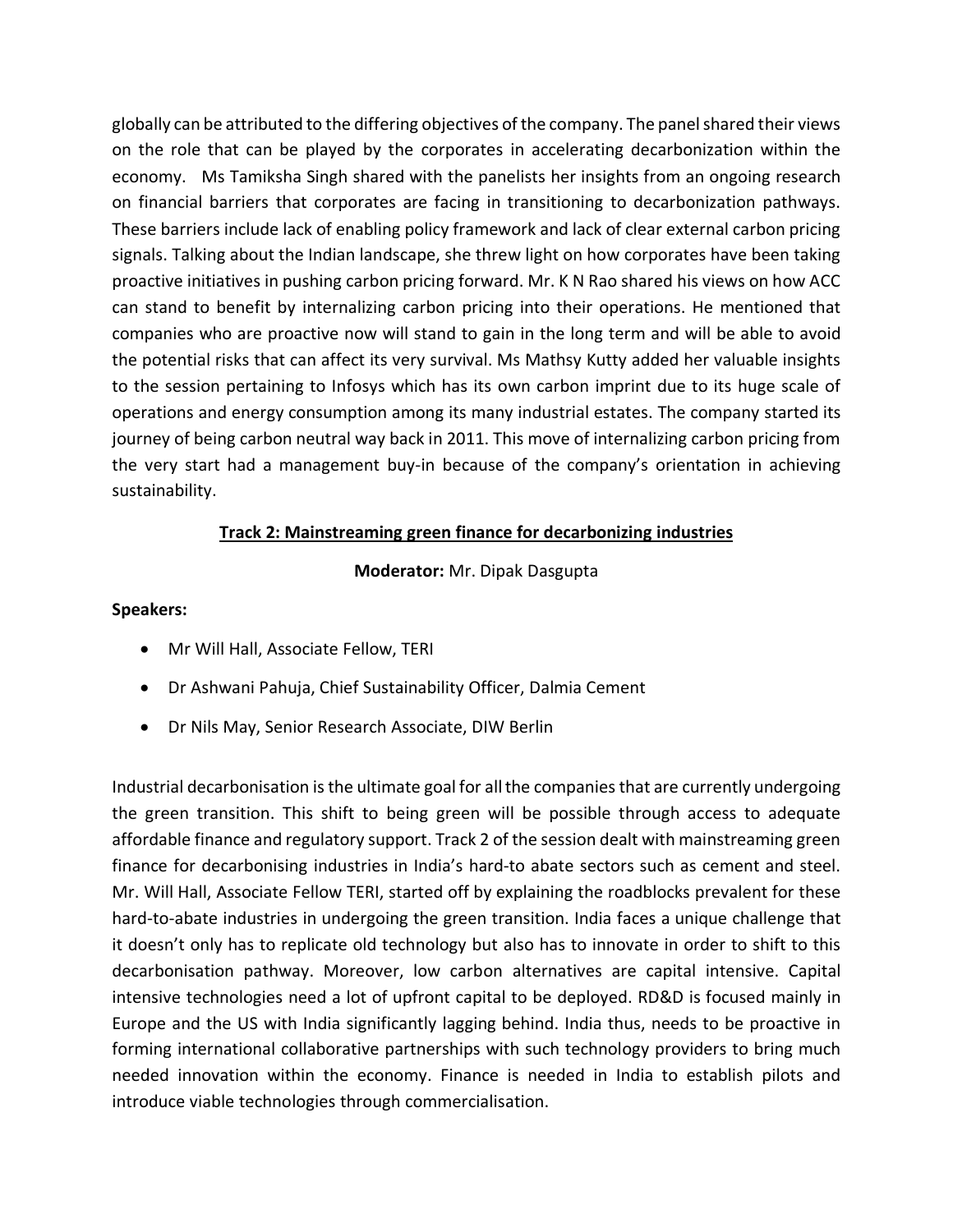globally can be attributed to the differing objectives of the company. The panel shared their views on the role that can be played by the corporates in accelerating decarbonization within the economy. Ms Tamiksha Singh shared with the panelists her insights from an ongoing research on financial barriers that corporates are facing in transitioning to decarbonization pathways. These barriers include lack of enabling policy framework and lack of clear external carbon pricing signals. Talking about the Indian landscape, she threw light on how corporates have been taking proactive initiatives in pushing carbon pricing forward. Mr. K N Rao shared his views on how ACC can stand to benefit by internalizing carbon pricing into their operations. He mentioned that companies who are proactive now will stand to gain in the long term and will be able to avoid the potential risks that can affect its very survival. Ms Mathsy Kutty added her valuable insights to the session pertaining to Infosys which has its own carbon imprint due to its huge scale of operations and energy consumption among its many industrial estates. The company started its journey of being carbon neutral way back in 2011. This move of internalizing carbon pricing from the very start had a management buy-in because of the company's orientation in achieving sustainability.

## Track 2: Mainstreaming green finance for decarbonizing industries

**Moderator:** Mr. Dipak Dasgupta

**Speakers:**

- Mr Will Hall, Associate Fellow, TERI
- Dr Ashwani Pahuja, Chief Sustainability Officer, Dalmia Cement
- Dr Nils May, Senior Research Associate, DIW Berlin

Industrial decarbonisation is the ultimate goal for all the companies that are currently undergoing the green transition. This shift to being green will be possible through access to adequate affordable finance and regulatory support. Track 2 of the session dealt with mainstreaming green finance for decarbonising industries in India's hard-to abate sectors such as cement and steel. Mr. Will Hall, Associate Fellow TERI, started off by explaining the roadblocks prevalent for these hard-to-abate industries in undergoing the green transition. India faces a unique challenge that it doesn't only has to replicate old technology but also has to innovate in order to shift to this decarbonisation pathway. Moreover, low carbon alternatives are capital intensive. Capital intensive technologies need a lot of upfront capital to be deployed. RD&D is focused mainly in Europe and the US with India significantly lagging behind. India thus, needs to be proactive in forming international collaborative partnerships with such technology providers to bring much needed innovation within the economy. Finance is needed in India to establish pilots and introduce viable technologies through commercialisation.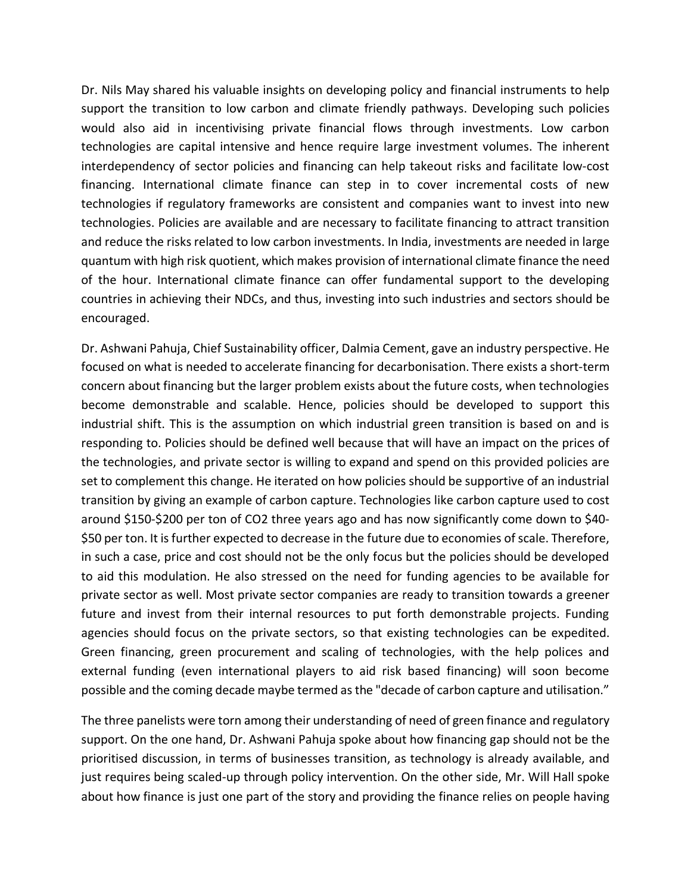Dr. Nils May shared his valuable insights on developing policy and financial instruments to help support the transition to low carbon and climate friendly pathways. Developing such policies would also aid in incentivising private financial flows through investments. Low carbon technologies are capital intensive and hence require large investment volumes. The inherent interdependency of sector policies and financing can help takeout risks and facilitate low-cost financing. International climate finance can step in to cover incremental costs of new technologies if regulatory frameworks are consistent and companies want to invest into new technologies. Policies are available and are necessary to facilitate financing to attract transition and reduce the risks related to low carbon investments. In India, investments are needed in large quantum with high risk quotient, which makes provision of international climate finance the need of the hour. International climate finance can offer fundamental support to the developing countries in achieving their NDCs, and thus, investing into such industries and sectors should be encouraged.

Dr. Ashwani Pahuja, Chief Sustainability officer, Dalmia Cement, gave an industry perspective. He focused on what is needed to accelerate financing for decarbonisation. There exists a short-term concern about financing but the larger problem exists about the future costs, when technologies become demonstrable and scalable. Hence, policies should be developed to support this industrial shift. This is the assumption on which industrial green transition is based on and is responding to. Policies should be defined well because that will have an impact on the prices of the technologies, and private sector is willing to expand and spend on this provided policies are set to complement this change. He iterated on how policies should be supportive of an industrial transition by giving an example of carbon capture. Technologies like carbon capture used to cost around \$150-\$200 per ton of $CO_2$ three years ago and has now significantly come down to \$40-\$50 per ton. It is further expected to decrease in the future due to economies of scale. Therefore, in such a case, price and cost should not be the only focus but the policies should be developed to aid this modulation. He also stressed on the need for funding agencies to be available for private sector as well. Most private sector companies are ready to transition towards a greener future and invest from their internal resources to put forth demonstrable projects. Funding agencies should focus on the private sectors, so that existing technologies can be expedited. Green financing, green procurement and scaling of technologies, with the help polices and external funding (even international players to aid risk based financing) will soon become possible and the coming decade maybe termed as the "decade of carbon capture and utilisation."

The three panelists were torn among their understanding of need of green finance and regulatory support. On the one hand, Dr. Ashwani Pahuja spoke about how financing gap should not be the prioritised discussion, in terms of businesses transition, as technology is already available, and just requires being scaled-up through policy intervention. On the other side, Mr. Will Hall spoke about how finance is just one part of the story and providing the finance relies on people having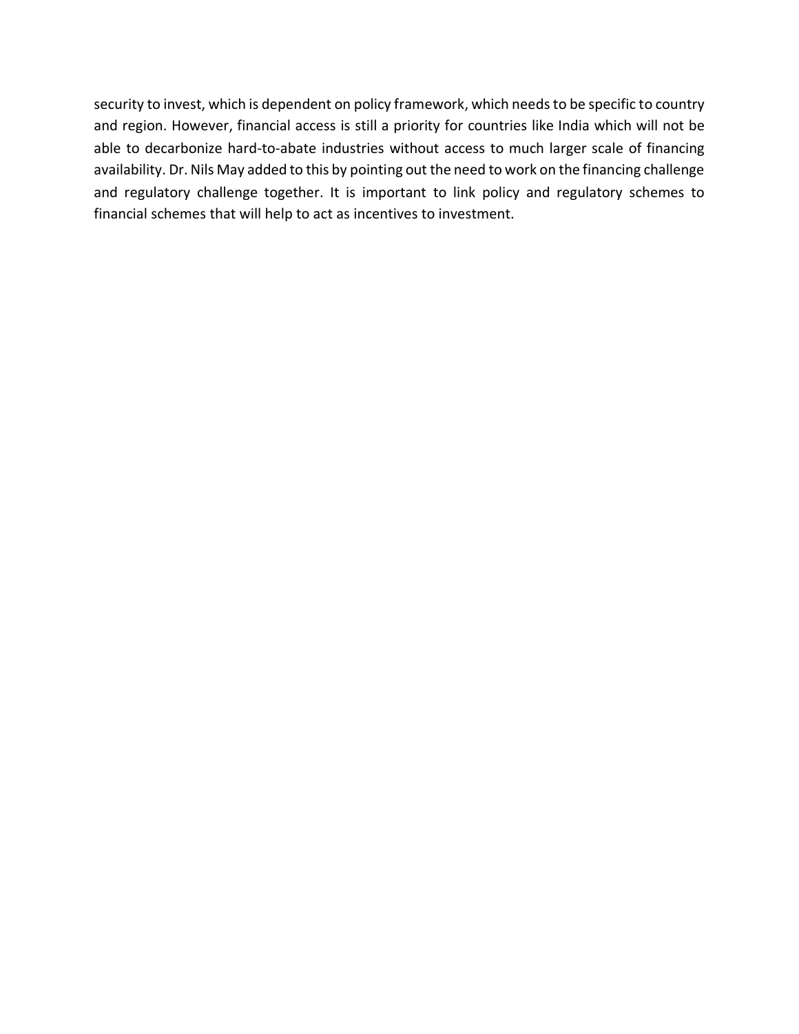security to invest, which is dependent on policy framework, which needs to be specific to country and region. However, financial access is still a priority for countries like India which will not be able to decarbonize hard-to-abate industries without access to much larger scale of financing availability. Dr. Nils May added to this by pointing out the need to work on the financing challenge and regulatory challenge together. It is important to link policy and regulatory schemes to financial schemes that will help to act as incentives to investment.